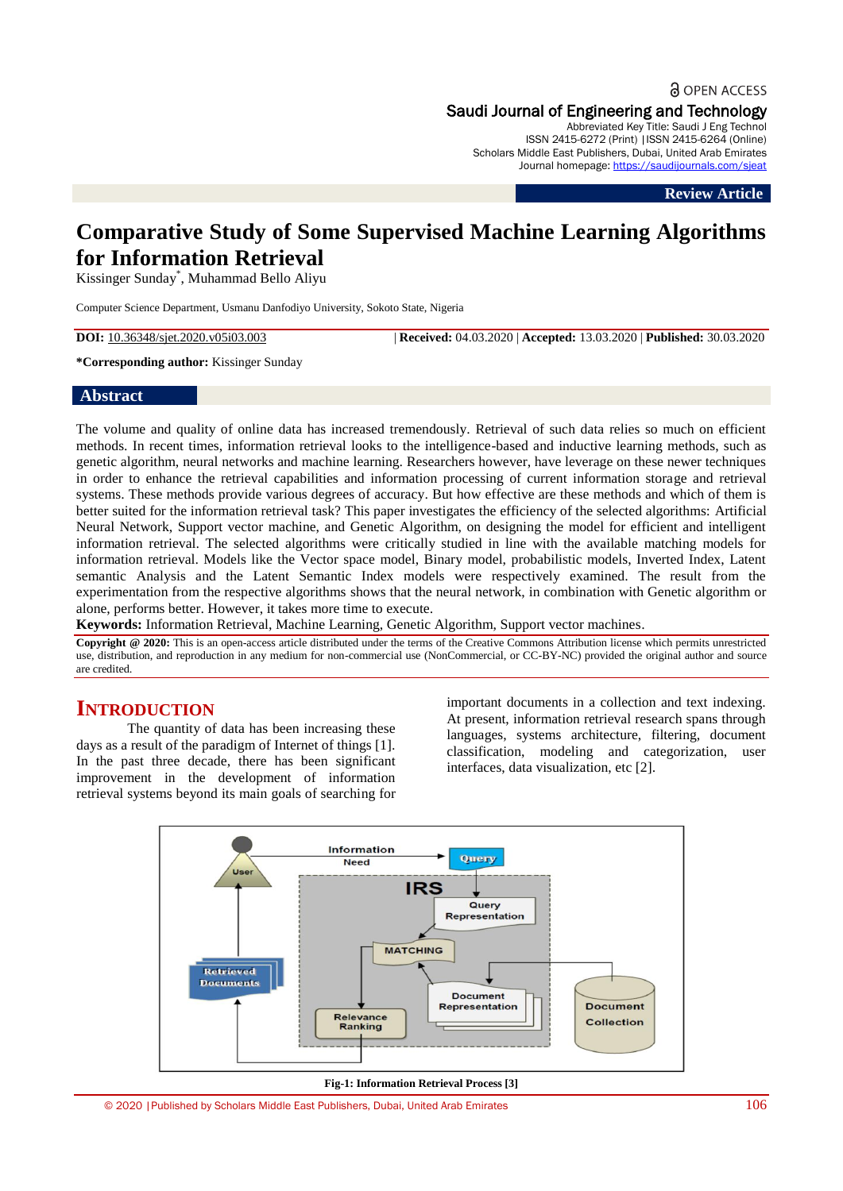OPEN ACCESS

Saudi Journal of Engineering and Technology
Abbreviated Key Title: Saudi J Eng Technol
ISSN 2415-6272 (Print) |ISSN 2415-6264 (Online)
Scholars Middle East Publishers, Dubai, United Arab Emirates
Journal homepage: https://saudijournals.com/sjeat

**Review Article**

# Comparative Study of Some Supervised Machine Learning Algorithms for Information Retrieval

Kissinger Sunday*, Muhammad Bello Aliyu

Computer Science Department, Usmanu Danfodiyo University, Sokoto State, Nigeria

**DOI:** 10.36348/sjet.2020.v05i03.003 | **Received:** 04.03.2020 | **Accepted:** 13.03.2020 | **Published:** 30.03.2020

***Corresponding author:** Kissinger Sunday

## Abstract

The volume and quality of online data has increased tremendously. Retrieval of such data relies so much on efficient methods. In recent times, information retrieval looks to the intelligence-based and inductive learning methods, such as genetic algorithm, neural networks and machine learning. Researchers however, have leverage on these newer techniques in order to enhance the retrieval capabilities and information processing of current information storage and retrieval systems. These methods provide various degrees of accuracy. But how effective are these methods and which of them is better suited for the information retrieval task? This paper investigates the efficiency of the selected algorithms: Artificial Neural Network, Support vector machine, and Genetic Algorithm, on designing the model for efficient and intelligent information retrieval. The selected algorithms were critically studied in line with the available matching models for information retrieval. Models like the Vector space model, Binary model, probabilistic models, Inverted Index, Latent semantic Analysis and the Latent Semantic Index models were respectively examined. The result from the experimentation from the respective algorithms shows that the neural network, in combination with Genetic algorithm or alone, performs better. However, it takes more time to execute.

**Keywords:** Information Retrieval, Machine Learning, Genetic Algorithm, Support vector machines.

**Copyright @ 2020:** This is an open-access article distributed under the terms of the Creative Commons Attribution license which permits unrestricted use, distribution, and reproduction in any medium for non-commercial use (NonCommercial, or CC-BY-NC) provided the original author and source are credited.

## INTRODUCTION

The quantity of data has been increasing these days as a result of the paradigm of Internet of things [1]. In the past three decade, there has been significant improvement in the development of information retrieval systems beyond its main goals of searching for important documents in a collection and text indexing. At present, information retrieval research spans through languages, systems architecture, filtering, document classification, modeling and categorization, user interfaces, data visualization, etc [2].

**Fig-1: Information Retrieval Process [3]**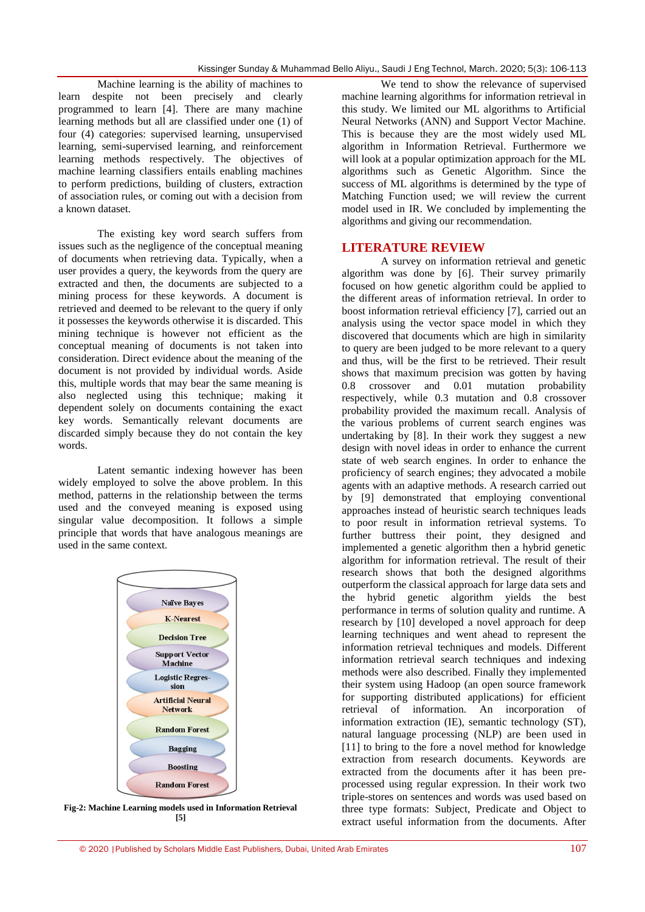Machine learning is the ability of machines to learn despite not been precisely and clearly programmed to learn [4]. There are many machine learning methods but all are classified under one (1) of four (4) categories: supervised learning, unsupervised learning, semi-supervised learning, and reinforcement learning methods respectively. The objectives of machine learning classifiers entails enabling machines to perform predictions, building of clusters, extraction of association rules, or coming out with a decision from a known dataset.

The existing key word search suffers from issues such as the negligence of the conceptual meaning of documents when retrieving data. Typically, when a user provides a query, the keywords from the query are extracted and then, the documents are subjected to a mining process for these keywords. A document is retrieved and deemed to be relevant to the query if only it possesses the keywords otherwise it is discarded. This mining technique is however not efficient as the conceptual meaning of documents is not taken into consideration. Direct evidence about the meaning of the document is not provided by individual words. Aside this, multiple words that may bear the same meaning is also neglected using this technique; making it dependent solely on documents containing the exact key words. Semantically relevant documents are discarded simply because they do not contain the key words.

Latent semantic indexing however has been widely employed to solve the above problem. In this method, patterns in the relationship between the terms used and the conveyed meaning is exposed using singular value decomposition. It follows a simple principle that words that have analogous meanings are used in the same context.

Naïve Bayes

K-Nearest

Decision Tree

Support Vector Machine

Logistic Regression

Artificial Neural Network

Random Forest

Bagging

Boosting

Random Forest

**Fig-2: Machine Learning models used in Information Retrieval [5]**

We tend to show the relevance of supervised machine learning algorithms for information retrieval in this study. We limited our ML algorithms to Artificial Neural Networks (ANN) and Support Vector Machine. This is because they are the most widely used ML algorithm in Information Retrieval. Furthermore we will look at a popular optimization approach for the ML algorithms such as Genetic Algorithm. Since the success of ML algorithms is determined by the type of Matching Function used; we will review the current model used in IR. We concluded by implementing the algorithms and giving our recommendation.

## LITERATURE REVIEW

A survey on information retrieval and genetic algorithm was done by [6]. Their survey primarily focused on how genetic algorithm could be applied to the different areas of information retrieval. In order to boost information retrieval efficiency [7], carried out an analysis using the vector space model in which they discovered that documents which are high in similarity to query are been judged to be more relevant to a query and thus, will be the first to be retrieved. Their result shows that maximum precision was gotten by having 0.8 crossover and 0.01 mutation probability respectively, while 0.3 mutation and 0.8 crossover probability provided the maximum recall. Analysis of the various problems of current search engines was undertaking by [8]. In their work they suggest a new design with novel ideas in order to enhance the current state of web search engines. In order to enhance the proficiency of search engines; they advocated a mobile agents with an adaptive methods. A research carried out by [9] demonstrated that employing conventional approaches instead of heuristic search techniques leads to poor result in information retrieval systems. To further buttress their point, they designed and implemented a genetic algorithm then a hybrid genetic algorithm for information retrieval. The result of their research shows that both the designed algorithms outperform the classical approach for large data sets and the hybrid genetic algorithm yields the best performance in terms of solution quality and runtime. A research by [10] developed a novel approach for deep learning techniques and went ahead to represent the information retrieval techniques and models. Different information retrieval search techniques and indexing methods were also described. Finally they implemented their system using Hadoop (an open source framework for supporting distributed applications) for efficient retrieval of information. An incorporation of information extraction (IE), semantic technology (ST), natural language processing (NLP) are been used in [11] to bring to the fore a novel method for knowledge extraction from research documents. Keywords are extracted from the documents after it has been pre-processed using regular expression. In their work two triple-stores on sentences and words was used based on three type formats: Subject, Predicate and Object to extract useful information from the documents. After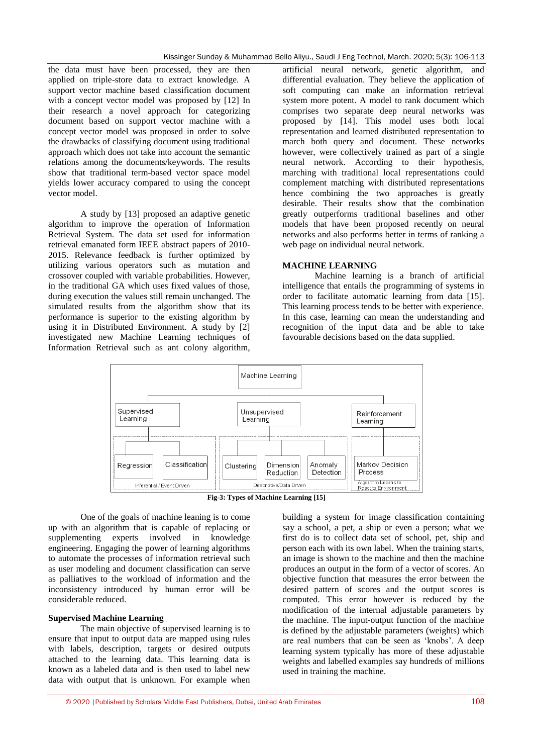the data must have been processed, they are then applied on triple-store data to extract knowledge. A support vector machine based classification document with a concept vector model was proposed by [12] In their research a novel approach for categorizing document based on support vector machine with a concept vector model was proposed in order to solve the drawbacks of classifying document using traditional approach which does not take into account the semantic relations among the documents/keywords. The results show that traditional term-based vector space model yields lower accuracy compared to using the concept vector model.

A study by [13] proposed an adaptive genetic algorithm to improve the operation of Information Retrieval System. The data set used for information retrieval emanated form IEEE abstract papers of 2010-2015. Relevance feedback is further optimized by utilizing various operators such as mutation and crossover coupled with variable probabilities. However, in the traditional GA which uses fixed values of those, during execution the values still remain unchanged. The simulated results from the algorithm show that its performance is superior to the existing algorithm by using it in Distributed Environment. A study by [2] investigated new Machine Learning techniques of Information Retrieval such as ant colony algorithm, artificial neural network, genetic algorithm, and differential evaluation. They believe the application of soft computing can make an information retrieval system more potent. A model to rank document which comprises two separate deep neural networks was proposed by [14]. This model uses both local representation and learned distributed representation to march both query and document. These networks however, were collectively trained as part of a single neural network. According to their hypothesis, marching with traditional local representations could complement matching with distributed representations hence combining the two approaches is greatly desirable. Their results show that the combination greatly outperforms traditional baselines and other models that have been proposed recently on neural networks and also performs better in terms of ranking a web page on individual neural network.

## MACHINE LEARNING

Machine learning is a branch of artificial intelligence that entails the programming of systems in order to facilitate automatic learning from data [15]. This learning process tends to be better with experience. In this case, learning can mean the understanding and recognition of the input data and be able to take favourable decisions based on the data supplied.

Machine Learning
- Supervised Learning (Inferential / Event Driven)
  - Regression
  - Classification
- Unsupervised Learning (Descriptive/Data Driven)
  - Clustering
  - Dimension Reduction
  - Anomaly Detection
- Reinforcement Learning (Algorithm Learns to React to Environment)
  - Markov Decision Process

**Fig-3: Types of Machine Learning [15]**

One of the goals of machine leaning is to come up with an algorithm that is capable of replacing or supplementing experts involved in knowledge engineering. Engaging the power of learning algorithms to automate the processes of information retrieval such as user modeling and document classification can serve as palliatives to the workload of information and the inconsistency introduced by human error will be considerable reduced.

### Supervised Machine Learning

The main objective of supervised learning is to ensure that input to output data are mapped using rules with labels, description, targets or desired outputs attached to the learning data. This learning data is known as a labeled data and is then used to label new data with output that is unknown. For example when building a system for image classification containing say a school, a pet, a ship or even a person; what we first do is to collect data set of school, pet, ship and person each with its own label. When the training starts, an image is shown to the machine and then the machine produces an output in the form of a vector of scores. An objective function that measures the error between the desired pattern of scores and the output scores is computed. This error however is reduced by the modification of the internal adjustable parameters by the machine. The input-output function of the machine is defined by the adjustable parameters (weights) which are real numbers that can be seen as 'knobs'. A deep learning system typically has more of these adjustable weights and labelled examples say hundreds of millions used in training the machine.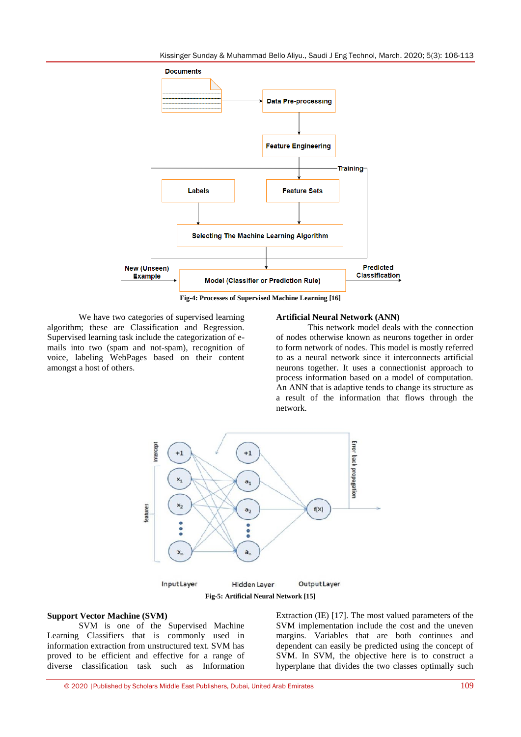Fig-4: Processes of Supervised Machine Learning [16]

We have two categories of supervised learning algorithm; these are Classification and Regression. Supervised learning task include the categorization of e-mails into two (spam and not-spam), recognition of voice, labeling WebPages based on their content amongst a host of others.

## Artificial Neural Network (ANN)

This network model deals with the connection of nodes otherwise known as neurons together in order to form network of nodes. This model is mostly referred to as a neural network since it interconnects artificial neurons together. It uses a connectionist approach to process information based on a model of computation. An ANN that is adaptive tends to change its structure as a result of the information that flows through the network.

Fig-5: Artificial Neural Network [15]

## Support Vector Machine (SVM)

SVM is one of the Supervised Machine Learning Classifiers that is commonly used in information extraction from unstructured text. SVM has proved to be efficient and effective for a range of diverse classification task such as Information Extraction (IE) [17]. The most valued parameters of the SVM implementation include the cost and the uneven margins. Variables that are both continues and dependent can easily be predicted using the concept of SVM. In SVM, the objective here is to construct a hyperplane that divides the two classes optimally such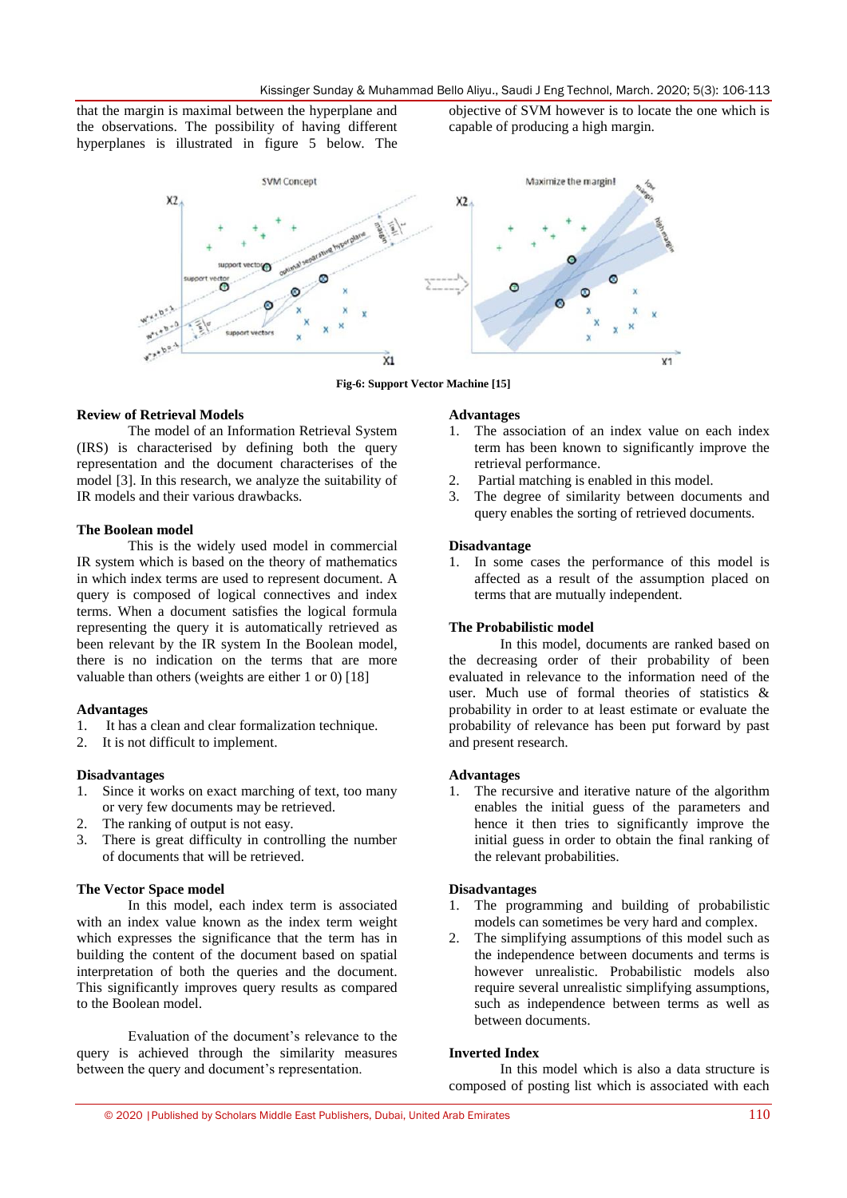that the margin is maximal between the hyperplane and the observations. The possibility of having different hyperplanes is illustrated in figure 5 below. The objective of SVM however is to locate the one which is capable of producing a high margin.

Fig-6: Support Vector Machine [15]

### Review of Retrieval Models

The model of an Information Retrieval System (IRS) is characterised by defining both the query representation and the document characterises of the model [3]. In this research, we analyze the suitability of IR models and their various drawbacks.

### The Boolean model

This is the widely used model in commercial IR system which is based on the theory of mathematics in which index terms are used to represent document. A query is composed of logical connectives and index terms. When a document satisfies the logical formula representing the query it is automatically retrieved as been relevant by the IR system In the Boolean model, there is no indication on the terms that are more valuable than others (weights are either 1 or 0) [18]

**Advantages**

1. It has a clean and clear formalization technique.
2. It is not difficult to implement.

**Disadvantages**

1. Since it works on exact marching of text, too many or very few documents may be retrieved.
2. The ranking of output is not easy.
3. There is great difficulty in controlling the number of documents that will be retrieved.

### The Vector Space model

In this model, each index term is associated with an index value known as the index term weight which expresses the significance that the term has in building the content of the document based on spatial interpretation of both the queries and the document. This significantly improves query results as compared to the Boolean model.

Evaluation of the document's relevance to the query is achieved through the similarity measures between the query and document's representation.

**Advantages**

1. The association of an index value on each index term has been known to significantly improve the retrieval performance.
2. Partial matching is enabled in this model.
3. The degree of similarity between documents and query enables the sorting of retrieved documents.

**Disadvantage**

1. In some cases the performance of this model is affected as a result of the assumption placed on terms that are mutually independent.

### The Probabilistic model

In this model, documents are ranked based on the decreasing order of their probability of been evaluated in relevance to the information need of the user. Much use of formal theories of statistics & probability in order to at least estimate or evaluate the probability of relevance has been put forward by past and present research.

**Advantages**

1. The recursive and iterative nature of the algorithm enables the initial guess of the parameters and hence it then tries to significantly improve the initial guess in order to obtain the final ranking of the relevant probabilities.

**Disadvantages**

1. The programming and building of probabilistic models can sometimes be very hard and complex.
2. The simplifying assumptions of this model such as the independence between documents and terms is however unrealistic. Probabilistic models also require several unrealistic simplifying assumptions, such as independence between terms as well as between documents.

### Inverted Index

In this model which is also a data structure is composed of posting list which is associated with each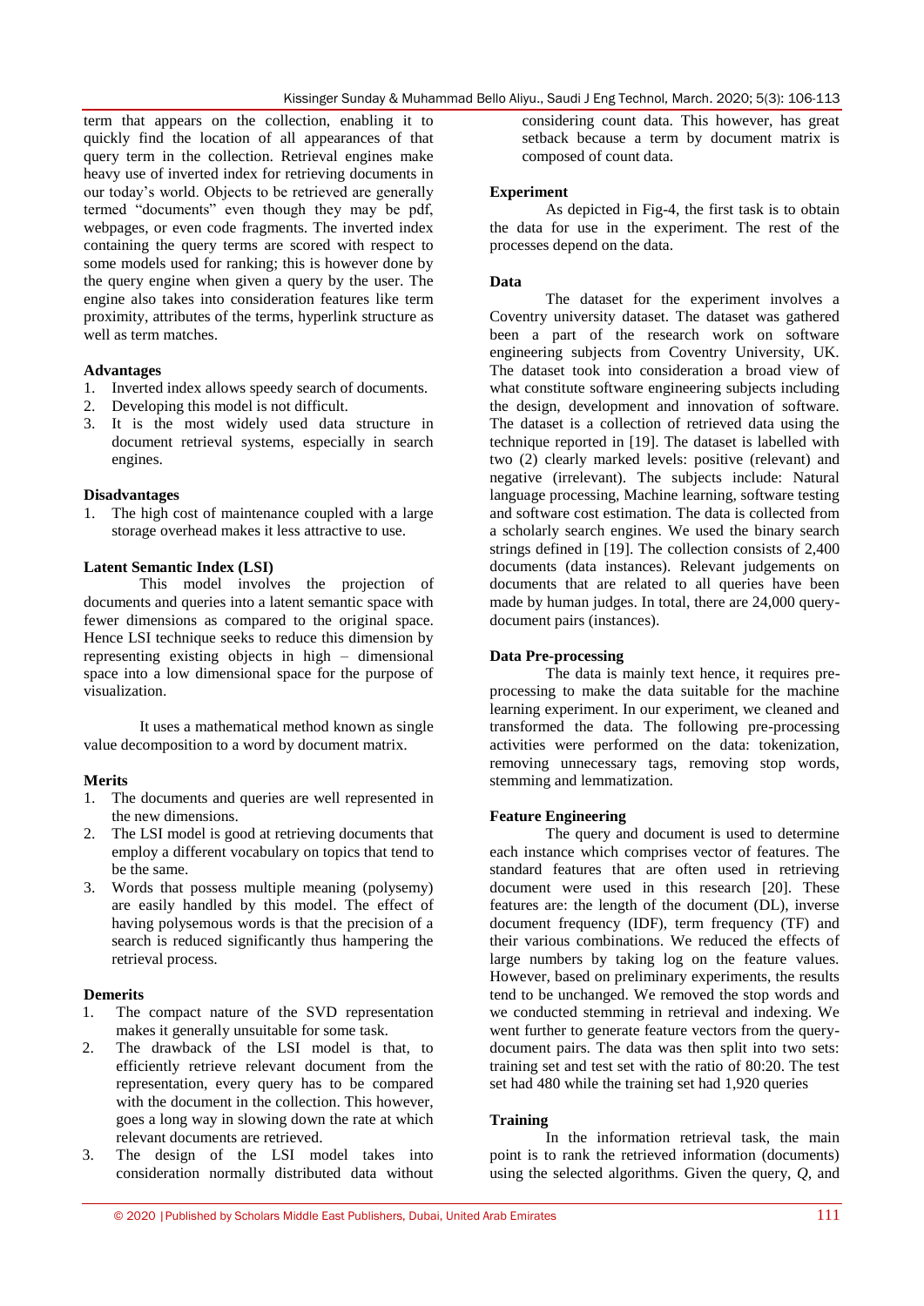term that appears on the collection, enabling it to quickly find the location of all appearances of that query term in the collection. Retrieval engines make heavy use of inverted index for retrieving documents in our today's world. Objects to be retrieved are generally termed "documents" even though they may be pdf, webpages, or even code fragments. The inverted index containing the query terms are scored with respect to some models used for ranking; this is however done by the query engine when given a query by the user. The engine also takes into consideration features like term proximity, attributes of the terms, hyperlink structure as well as term matches.

**Advantages**

1. Inverted index allows speedy search of documents.
2. Developing this model is not difficult.
3. It is the most widely used data structure in document retrieval systems, especially in search engines.

**Disadvantages**

1. The high cost of maintenance coupled with a large storage overhead makes it less attractive to use.

**Latent Semantic Index (LSI)**

This model involves the projection of documents and queries into a latent semantic space with fewer dimensions as compared to the original space. Hence LSI technique seeks to reduce this dimension by representing existing objects in high – dimensional space into a low dimensional space for the purpose of visualization.

It uses a mathematical method known as single value decomposition to a word by document matrix.

**Merits**

1. The documents and queries are well represented in the new dimensions.
2. The LSI model is good at retrieving documents that employ a different vocabulary on topics that tend to be the same.
3. Words that possess multiple meaning (polysemy) are easily handled by this model. The effect of having polysemous words is that the precision of a search is reduced significantly thus hampering the retrieval process.

**Demerits**

1. The compact nature of the SVD representation makes it generally unsuitable for some task.
2. The drawback of the LSI model is that, to efficiently retrieve relevant document from the representation, every query has to be compared with the document in the collection. This however, goes a long way in slowing down the rate at which relevant documents are retrieved.
3. The design of the LSI model takes into consideration normally distributed data without considering count data. This however, has great setback because a term by document matrix is composed of count data.

**Experiment**

As depicted in Fig-4, the first task is to obtain the data for use in the experiment. The rest of the processes depend on the data.

**Data**

The dataset for the experiment involves a Coventry university dataset. The dataset was gathered been a part of the research work on software engineering subjects from Coventry University, UK. The dataset took into consideration a broad view of what constitute software engineering subjects including the design, development and innovation of software. The dataset is a collection of retrieved data using the technique reported in [19]. The dataset is labelled with two (2) clearly marked levels: positive (relevant) and negative (irrelevant). The subjects include: Natural language processing, Machine learning, software testing and software cost estimation. The data is collected from a scholarly search engines. We used the binary search strings defined in [19]. The collection consists of 2,400 documents (data instances). Relevant judgements on documents that are related to all queries have been made by human judges. In total, there are 24,000 query-document pairs (instances).

**Data Pre-processing**

The data is mainly text hence, it requires pre-processing to make the data suitable for the machine learning experiment. In our experiment, we cleaned and transformed the data. The following pre-processing activities were performed on the data: tokenization, removing unnecessary tags, removing stop words, stemming and lemmatization.

**Feature Engineering**

The query and document is used to determine each instance which comprises vector of features. The standard features that are often used in retrieving document were used in this research [20]. These features are: the length of the document (DL), inverse document frequency (IDF), term frequency (TF) and their various combinations. We reduced the effects of large numbers by taking log on the feature values. However, based on preliminary experiments, the results tend to be unchanged. We removed the stop words and we conducted stemming in retrieval and indexing. We went further to generate feature vectors from the query-document pairs. The data was then split into two sets: training set and test set with the ratio of 80:20. The test set had 480 while the training set had 1,920 queries

**Training**

In the information retrieval task, the main point is to rank the retrieved information (documents) using the selected algorithms. Given the query, $Q$, and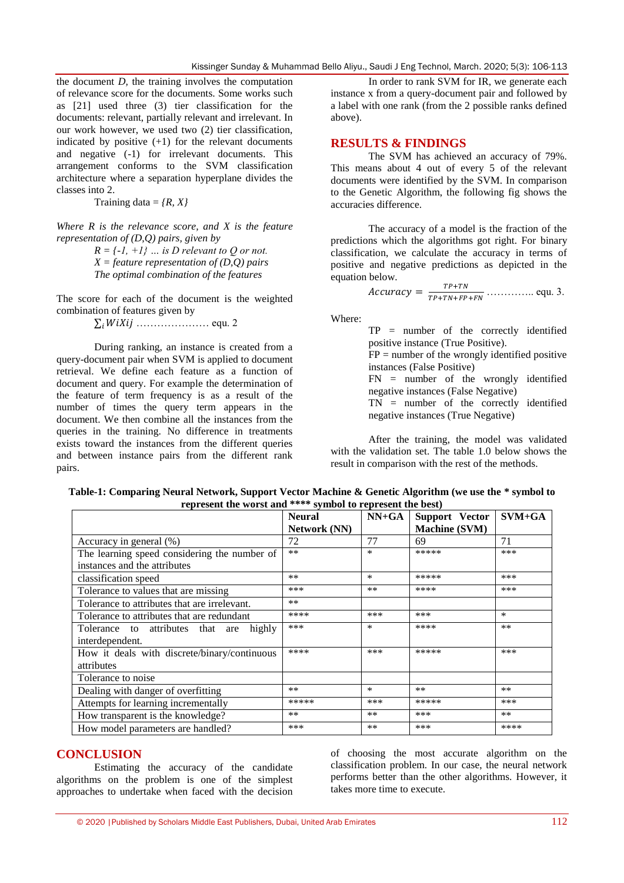the document *D,* the training involves the computation of relevance score for the documents. Some works such as [21] used three (3) tier classification for the documents: relevant, partially relevant and irrelevant. In our work however, we used two (2) tier classification, indicated by positive (+1) for the relevant documents and negative (-1) for irrelevant documents. This arrangement conforms to the SVM classification architecture where a separation hyperplane divides the classes into 2.

Training data = *{R, X}*

*Where R is the relevance score, and X is the feature representation of (D,Q) pairs, given by*

*R = {-1, +1} … is D relevant to Q or not.*
*X = feature representation of (D,Q) pairs*
*The optimal combination of the features*

The score for each of the document is the weighted combination of features given by

$\sum_i WiXij$ ………………… equ. 2

During ranking, an instance is created from a query-document pair when SVM is applied to document retrieval. We define each feature as a function of document and query. For example the determination of the feature of term frequency is as a result of the number of times the query term appears in the document. We then combine all the instances from the queries in the training. No difference in treatments exists toward the instances from the different queries and between instance pairs from the different rank pairs.

In order to rank SVM for IR, we generate each instance x from a query-document pair and followed by a label with one rank (from the 2 possible ranks defined above).

## RESULTS & FINDINGS

The SVM has achieved an accuracy of 79%. This means about 4 out of every 5 of the relevant documents were identified by the SVM. In comparison to the Genetic Algorithm, the following fig shows the accuracies difference.

The accuracy of a model is the fraction of the predictions which the algorithms got right. For binary classification, we calculate the accuracy in terms of positive and negative predictions as depicted in the equation below.

$$Accuracy = \frac{TP+TN}{TP+TN+FP+FN} \text{ ………….. equ. 3.}$$

Where:

TP = number of the correctly identified positive instance (True Positive).
FP = number of the wrongly identified positive instances (False Positive).
FN = number of the wrongly identified negative instances (False Negative)
TN = number of the correctly identified negative instances (True Negative)

After the training, the model was validated with the validation set. The table 1.0 below shows the result in comparison with the rest of the methods.

**Table-1: Comparing Neural Network, Support Vector Machine & Genetic Algorithm (we use the * symbol to represent the worst and **** symbol to represent the best)**

| | Neural Network (NN) | NN+GA | Support Vector Machine (SVM) | SVM+GA |
|---|---|---|---|---|
| Accuracy in general (%) | 72 | 77 | 69 | 71 |
| The learning speed considering the number of instances and the attributes | ** | * | ***** | *** |
| classification speed | ** | * | ***** | *** |
| Tolerance to values that are missing | *** | ** | **** | *** |
| Tolerance to attributes that are irrelevant. | ** | | | |
| Tolerance to attributes that are redundant | **** | *** | *** | * |
| Tolerance to attributes that are highly interdependent. | *** | * | **** | ** |
| How it deals with discrete/binary/continuous attributes | **** | *** | ***** | *** |
| Tolerance to noise | | | | |
| Dealing with danger of overfitting | ** | * | ** | ** |
| Attempts for learning incrementally | ***** | *** | ***** | *** |
| How transparent is the knowledge? | ** | ** | *** | ** |
| How model parameters are handled? | *** | ** | *** | **** |

## CONCLUSION

Estimating the accuracy of the candidate algorithms on the problem is one of the simplest approaches to undertake when faced with the decision of choosing the most accurate algorithm on the classification problem. In our case, the neural network performs better than the other algorithms. However, it takes more time to execute.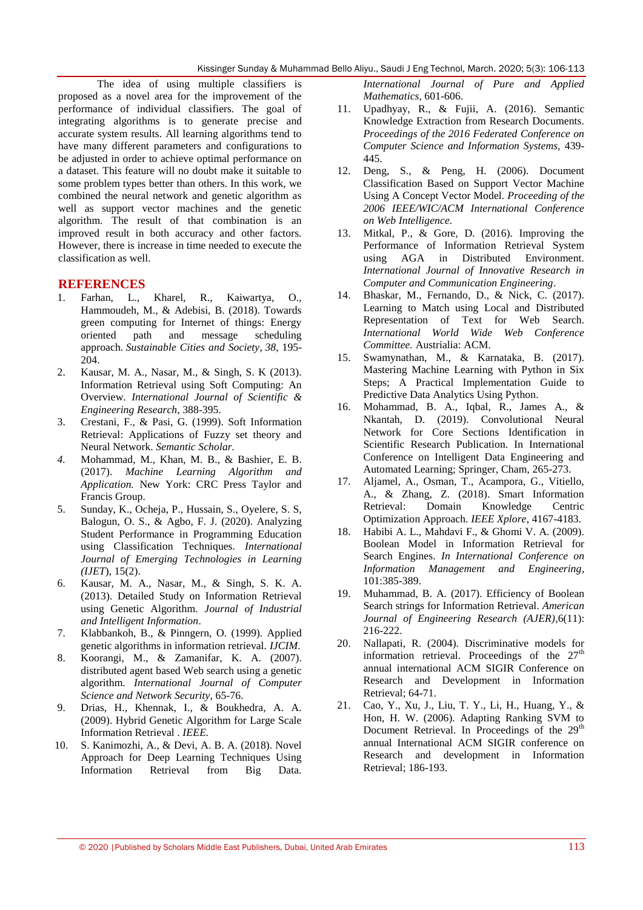The idea of using multiple classifiers is proposed as a novel area for the improvement of the performance of individual classifiers. The goal of integrating algorithms is to generate precise and accurate system results. All learning algorithms tend to have many different parameters and configurations to be adjusted in order to achieve optimal performance on a dataset. This feature will no doubt make it suitable to some problem types better than others. In this work, we combined the neural network and genetic algorithm as well as support vector machines and the genetic algorithm. The result of that combination is an improved result in both accuracy and other factors. However, there is increase in time needed to execute the classification as well.

## REFERENCES

1. Farhan, L., Kharel, R., Kaiwartya, O., Hammoudeh, M., & Adebisi, B. (2018). Towards green computing for Internet of things: Energy oriented path and message scheduling approach. *Sustainable Cities and Society*, *38*, 195-204.
2. Kausar, M. A., Nasar, M., & Singh, S. K (2013). Information Retrieval using Soft Computing: An Overview. *International Journal of Scientific & Engineering Research*, 388-395.
3. Crestani, F., & Pasi, G. (1999). Soft Information Retrieval: Applications of Fuzzy set theory and Neural Network. *Semantic Scholar.*
4. Mohammad, M., Khan, M. B., & Bashier, E. B. (2017). *Machine Learning Algorithm and Application.* New York: CRC Press Taylor and Francis Group.
5. Sunday, K., Ocheja, P., Hussain, S., Oyelere, S. S, Balogun, O. S., & Agbo, F. J. (2020). Analyzing Student Performance in Programming Education using Classification Techniques. *International Journal of Emerging Technologies in Learning (IJET*), 15(2).
6. Kausar, M. A., Nasar, M., & Singh, S. K. A. (2013). Detailed Study on Information Retrieval using Genetic Algorithm. *Journal of Industrial and Intelligent Information*.
7. Klabbankoh, B., & Pinngern, O. (1999). Applied genetic algorithms in information retrieval. *IJCIM.*
8. Koorangi, M., & Zamanifar, K. A. (2007). distributed agent based Web search using a genetic algorithm. *International Journal of Computer Science and Network Security*, 65-76.
9. Drias, H., Khennak, I., & Boukhedra, A. A. (2009). Hybrid Genetic Algorithm for Large Scale Information Retrieval . *IEEE.*
10. S. Kanimozhi, A., & Devi, A. B. A. (2018). Novel Approach for Deep Learning Techniques Using Information Retrieval from Big Data. *International Journal of Pure and Applied Mathematics*, 601-606.
11. Upadhyay, R., & Fujii, A. (2016). Semantic Knowledge Extraction from Research Documents. *Proceedings of the 2016 Federated Conference on Computer Science and Information Systems*, 439-445.
12. Deng, S., & Peng, H. (2006). Document Classification Based on Support Vector Machine Using A Concept Vector Model. *Proceeding of the 2006 IEEE/WIC/ACM International Conference on Web Intelligence.*
13. Mitkal, P., & Gore, D. (2016). Improving the Performance of Information Retrieval System using AGA in Distributed Environment. *International Journal of Innovative Research in Computer and Communication Engineering*.
14. Bhaskar, M., Fernando, D., & Nick, C. (2017). Learning to Match using Local and Distributed Representation of Text for Web Search. *International World Wide Web Conference Committee.* Austrialia: ACM.
15. Swamynathan, M., & Karnataka, B. (2017). Mastering Machine Learning with Python in Six Steps; A Practical Implementation Guide to Predictive Data Analytics Using Python.
16. Mohammad, B. A., Iqbal, R., James A., & Nkantah, D. (2019). Convolutional Neural Network for Core Sections Identification in Scientific Research Publication. In International Conference on Intelligent Data Engineering and Automated Learning; Springer, Cham, 265-273.
17. Aljamel, A., Osman, T., Acampora, G., Vitiello, A., & Zhang, Z. (2018). Smart Information Retrieval: Domain Knowledge Centric Optimization Approach. *IEEE Xplore*, 4167-4183.
18. Habibi A. L., Mahdavi F., & Ghomi V. A. (2009). Boolean Model in Information Retrieval for Search Engines. *In International Conference on Information Management and Engineering*, 101:385-389.
19. Muhammad, B. A. (2017). Efficiency of Boolean Search strings for Information Retrieval. *American Journal of Engineering Research (AJER)*,6(11): 216-222.
20. Nallapati, R. (2004). Discriminative models for information retrieval. Proceedings of the 27th annual international ACM SIGIR Conference on Research and Development in Information Retrieval; 64-71.
21. Cao, Y., Xu, J., Liu, T. Y., Li, H., Huang, Y., & Hon, H. W. (2006). Adapting Ranking SVM to Document Retrieval. In Proceedings of the 29th annual International ACM SIGIR conference on Research and development in Information Retrieval; 186-193.